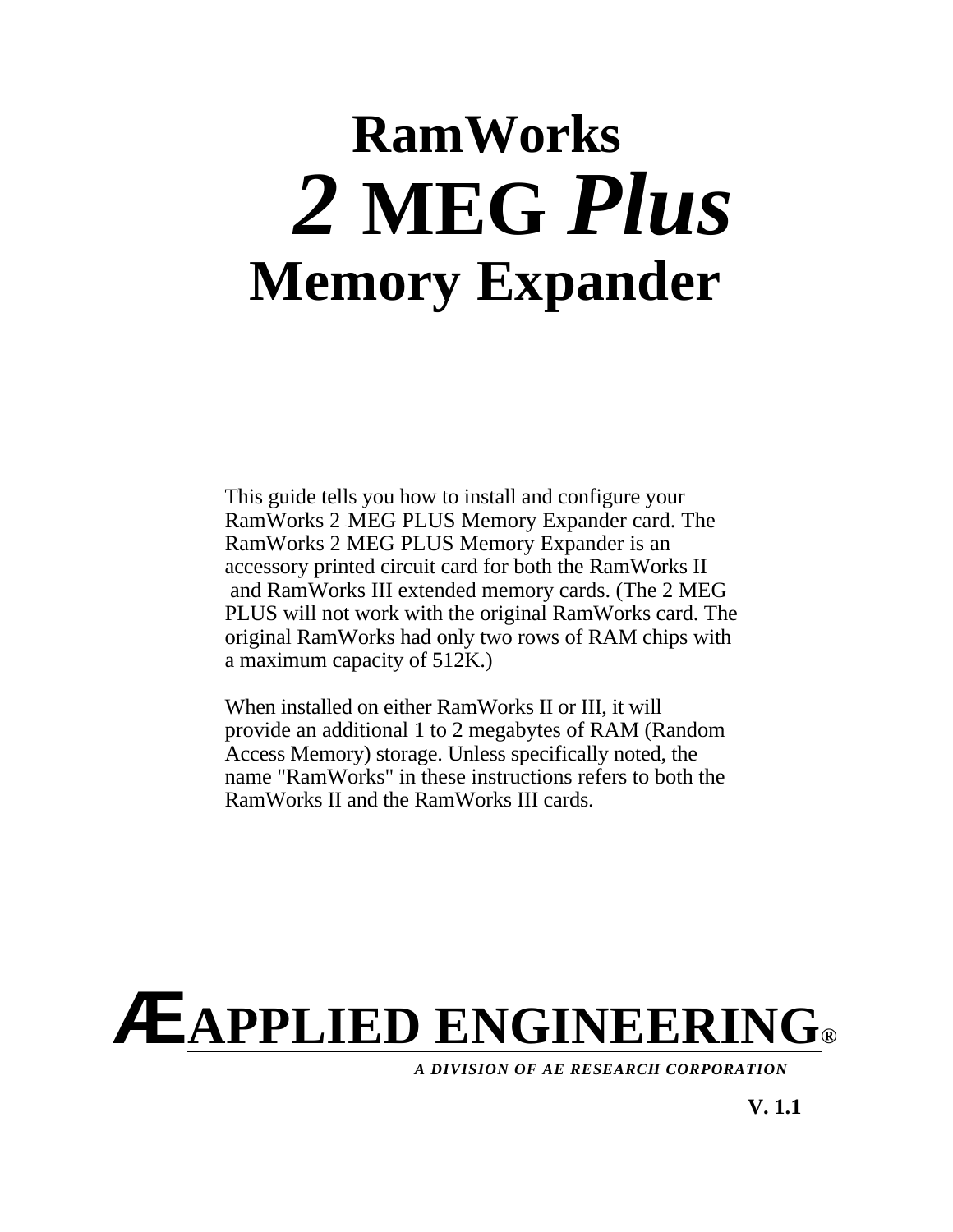# RamWorks

# *2* MEG *Plus*

# Memory Expander

This guide tells you how to install and configure your RamWorks 2 MEG PLUS Memory Expander card. The RamWorks 2 MEG PLUS Memory Expander is an accessory printed circuit card for both the RamWorks II and RamWorks III extended memory cards. (The 2 MEG PLUS will not work with the original RamWorks card. The original RamWorks had only two rows of RAM chips with a maximum capacity of 512K.)

When installed on either RamWorks II or III, it will provide an additional 1 to 2 megabytes of RAM (Random Access Memory) storage. Unless specifically noted, the name "RamWorks" in these instructions refers to both the RamWorks II and the RamWorks III cards.

**ÆAPPLIED ENGINEERING®**

***A DIVISION OF AE RESEARCH CORPORATION***

**V. 1.1**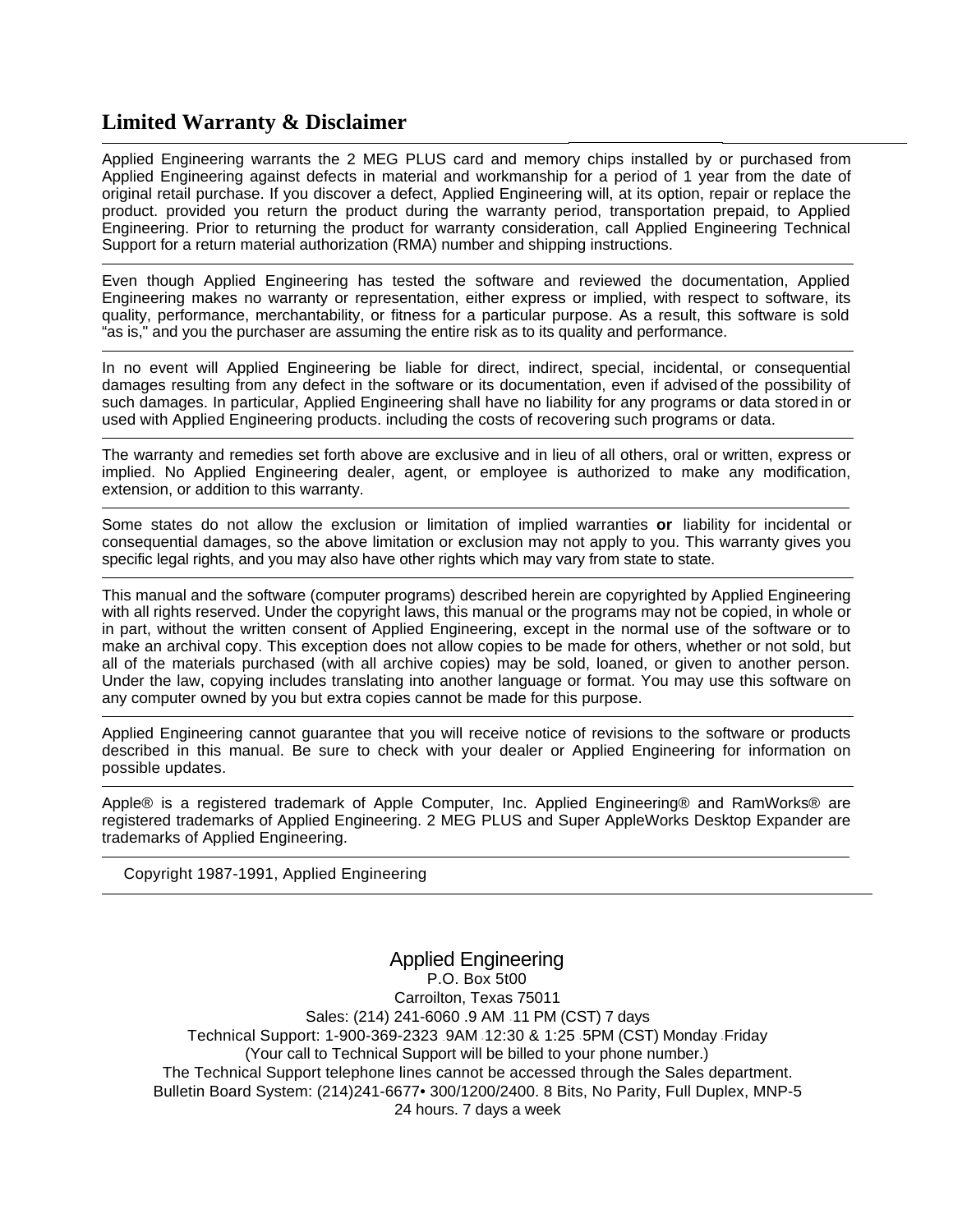## Limited Warranty & Disclaimer

Applied Engineering warrants the 2 MEG PLUS card and memory chips installed by or purchased from Applied Engineering against defects in material and workmanship for a period of 1 year from the date of original retail purchase. If you discover a defect, Applied Engineering will, at its option, repair or replace the product. provided you return the product during the warranty period, transportation prepaid, to Applied Engineering. Prior to returning the product for warranty consideration, call Applied Engineering Technical Support for a return material authorization (RMA) number and shipping instructions.

---

Even though Applied Engineering has tested the software and reviewed the documentation, Applied Engineering makes no warranty or representation, either express or implied, with respect to software, its quality, performance, merchantability, or fitness for a particular purpose. As a result, this software is sold "as is," and you the purchaser are assuming the entire risk as to its quality and performance.

---

In no event will Applied Engineering be liable for direct, indirect, special, incidental, or consequential damages resulting from any defect in the software or its documentation, even if advised of the possibility of such damages. In particular, Applied Engineering shall have no liability for any programs or data stored in or used with Applied Engineering products. including the costs of recovering such programs or data.

---

The warranty and remedies set forth above are exclusive and in lieu of all others, oral or written, express or implied. No Applied Engineering dealer, agent, or employee is authorized to make any modification, extension, or addition to this warranty.

---

Some states do not allow the exclusion or limitation of implied warranties **or** liability for incidental or consequential damages, so the above limitation or exclusion may not apply to you. This warranty gives you specific legal rights, and you may also have other rights which may vary from state to state.

---

This manual and the software (computer programs) described herein are copyrighted by Applied Engineering with all rights reserved. Under the copyright laws, this manual or the programs may not be copied, in whole or in part, without the written consent of Applied Engineering, except in the normal use of the software or to make an archival copy. This exception does not allow copies to be made for others, whether or not sold, but all of the materials purchased (with all archive copies) may be sold, loaned, or given to another person. Under the law, copying includes translating into another language or format. You may use this software on any computer owned by you but extra copies cannot be made for this purpose.

---

Applied Engineering cannot guarantee that you will receive notice of revisions to the software or products described in this manual. Be sure to check with your dealer or Applied Engineering for information on possible updates.

---

Apple® is a registered trademark of Apple Computer, Inc. Applied Engineering® and RamWorks® are registered trademarks of Applied Engineering. 2 MEG PLUS and Super AppleWorks Desktop Expander are trademarks of Applied Engineering.

---

Copyright 1987-1991, Applied Engineering

---

Applied Engineering
P.O. Box 5t00
Carroilton, Texas 75011
Sales: (214) 241-6060 .9 AM - 11 PM (CST) 7 days
Technical Support: 1-900-369-2323 - 9AM - 12:30 & 1:25 - 5PM (CST) Monday - Friday
(Your call to Technical Support will be billed to your phone number.)
The Technical Support telephone lines cannot be accessed through the Sales department.
Bulletin Board System: (214)241-6677• 300/1200/2400. 8 Bits, No Parity, Full Duplex, MNP-5
24 hours. 7 days a week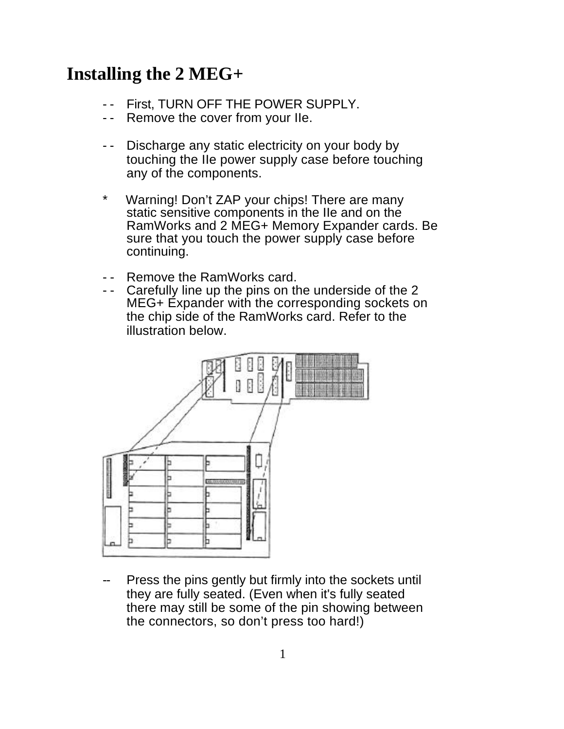# Installing the 2 MEG+

- First, TURN OFF THE POWER SUPPLY.
- Remove the cover from your IIe.

- Discharge any static electricity on your body by touching the IIe power supply case before touching any of the components.

\* Warning! Don't ZAP your chips! There are many static sensitive components in the IIe and on the RamWorks and 2 MEG+ Memory Expander cards. Be sure that you touch the power supply case before continuing.

- Remove the RamWorks card.
- Carefully line up the pins on the underside of the 2 MEG+ Expander with the corresponding sockets on the chip side of the RamWorks card. Refer to the illustration below.

- Press the pins gently but firmly into the sockets until they are fully seated. (Even when it's fully seated there may still be some of the pin showing between the connectors, so don't press too hard!)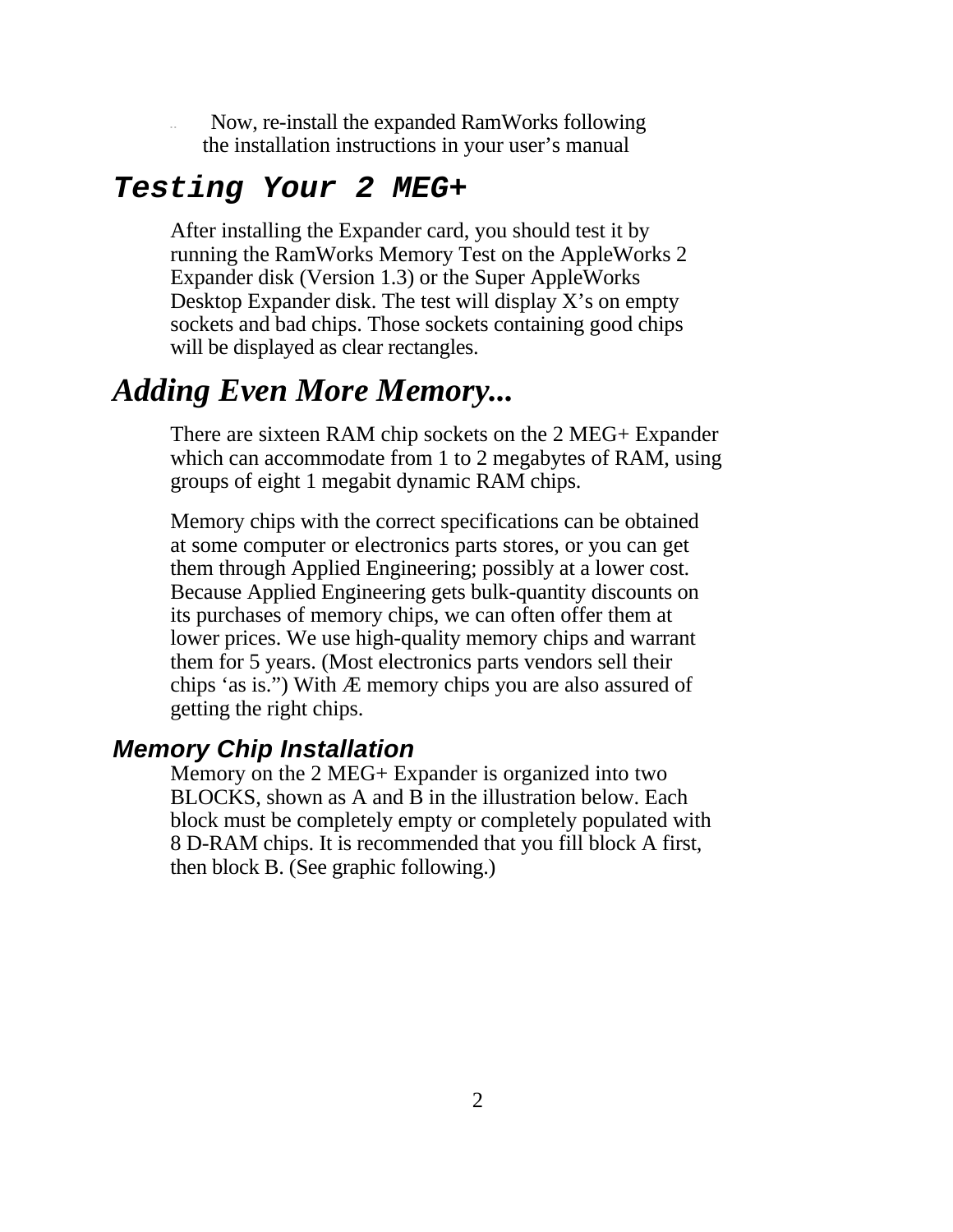Now, re-install the expanded RamWorks following the installation instructions in your user's manual

## Testing Your 2 MEG+

After installing the Expander card, you should test it by running the RamWorks Memory Test on the AppleWorks 2 Expander disk (Version 1.3) or the Super AppleWorks Desktop Expander disk. The test will display X's on empty sockets and bad chips. Those sockets containing good chips will be displayed as clear rectangles.

## *Adding Even More Memory...*

There are sixteen RAM chip sockets on the 2 MEG+ Expander which can accommodate from 1 to 2 megabytes of RAM, using groups of eight 1 megabit dynamic RAM chips.

Memory chips with the correct specifications can be obtained at some computer or electronics parts stores, or you can get them through Applied Engineering; possibly at a lower cost. Because Applied Engineering gets bulk-quantity discounts on its purchases of memory chips, we can often offer them at lower prices. We use high-quality memory chips and warrant them for 5 years. (Most electronics parts vendors sell their chips 'as is.") With Æ memory chips you are also assured of getting the right chips.

### *Memory Chip Installation*

Memory on the 2 MEG+ Expander is organized into two BLOCKS, shown as A and B in the illustration below. Each block must be completely empty or completely populated with 8 D-RAM chips. It is recommended that you fill block A first, then block B. (See graphic following.)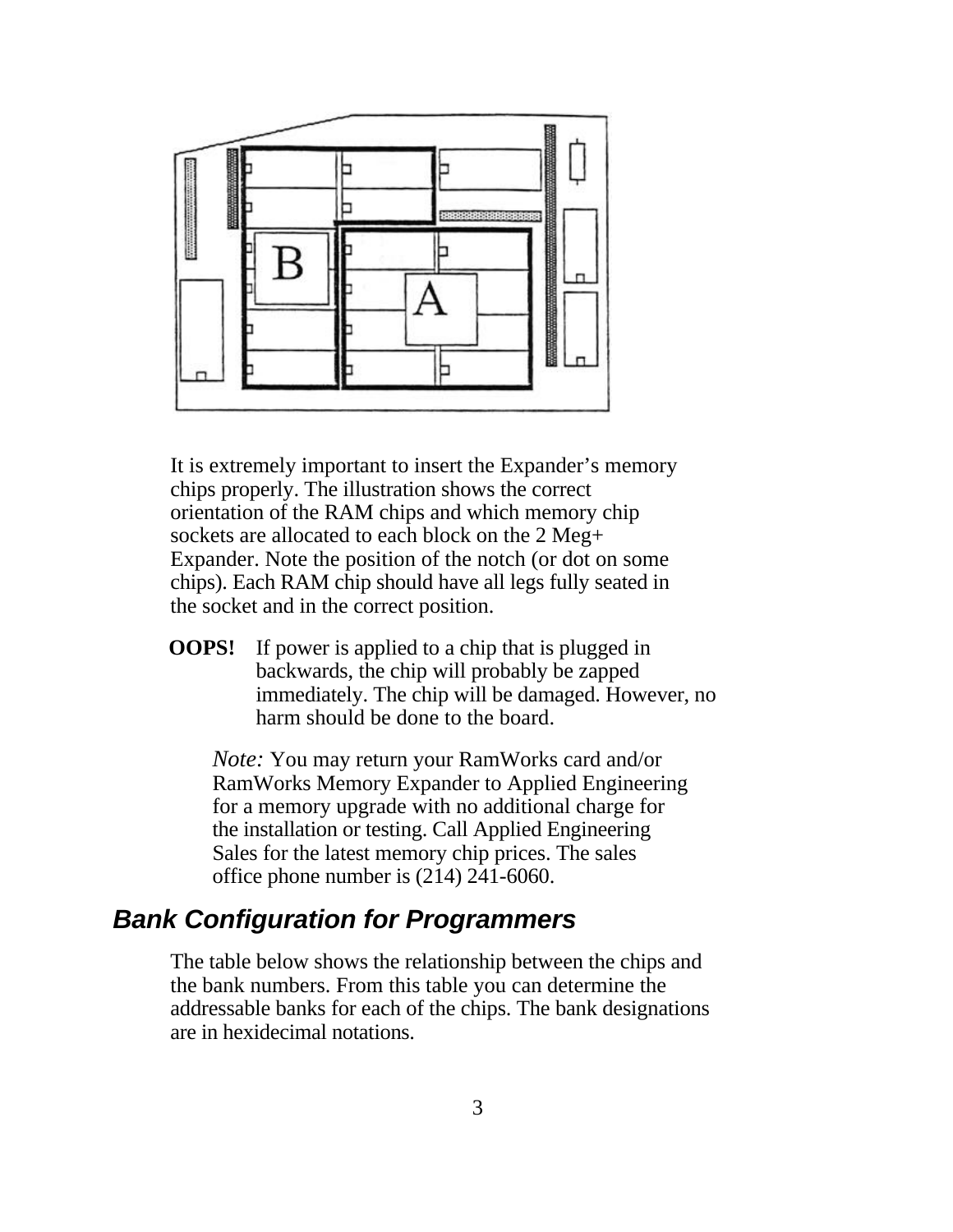It is extremely important to insert the Expander's memory chips properly. The illustration shows the correct orientation of the RAM chips and which memory chip sockets are allocated to each block on the 2 Meg+ Expander. Note the position of the notch (or dot on some chips). Each RAM chip should have all legs fully seated in the socket and in the correct position.

**OOPS!** If power is applied to a chip that is plugged in backwards, the chip will probably be zapped immediately. The chip will be damaged. However, no harm should be done to the board.

*Note:* You may return your RamWorks card and/or RamWorks Memory Expander to Applied Engineering for a memory upgrade with no additional charge for the installation or testing. Call Applied Engineering Sales for the latest memory chip prices. The sales office phone number is (214) 241-6060.

## Bank Configuration for Programmers

The table below shows the relationship between the chips and the bank numbers. From this table you can determine the addressable banks for each of the chips. The bank designations are in hexidecimal notations.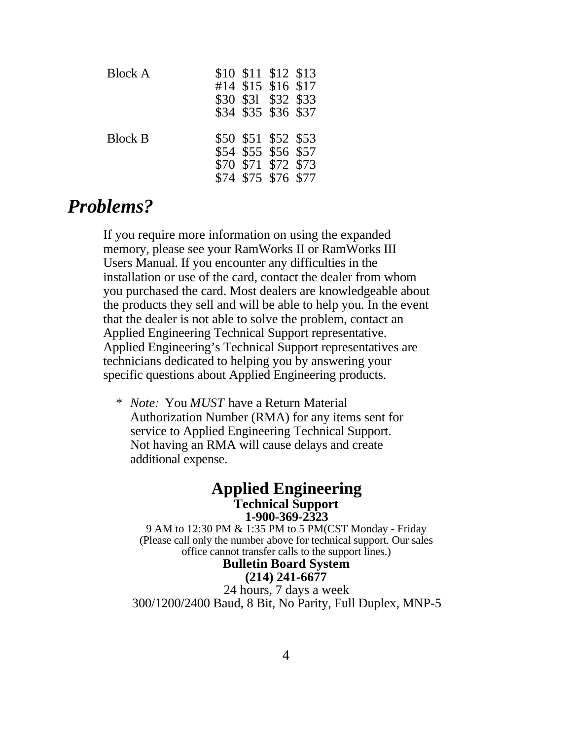| | |
|---|---|
| Block A | $10 $11 $12 $13<br>#14 $15 $16 $17<br>$30 $3l $32 $33<br>$34 $35 $36 $37 |
| Block B | $50 $51 $52 $53<br>$54 $55 $56 $57<br>$70 $71 $72 $73<br>$74 $75 $76 $77 |

## *Problems?*

If you require more information on using the expanded memory, please see your RamWorks II or RamWorks III Users Manual. If you encounter any difficulties in the installation or use of the card, contact the dealer from whom you purchased the card. Most dealers are knowledgeable about the products they sell and will be able to help you. In the event that the dealer is not able to solve the problem, contact an Applied Engineering Technical Support representative. Applied Engineering's Technical Support representatives are technicians dedicated to helping you by answering your specific questions about Applied Engineering products.

\* *Note:* You *MUST* have a Return Material Authorization Number (RMA) for any items sent for service to Applied Engineering Technical Support. Not having an RMA will cause delays and create additional expense.

**Applied Engineering**

**Technical Support**

**1-900-369-2323**

9 AM to 12:30 PM & 1:35 PM to 5 PM(CST Monday - Friday

(Please call only the number above for technical support. Our sales office cannot transfer calls to the support lines.)

**Bulletin Board System**

**(214) 241-6677**

24 hours, 7 days a week

300/1200/2400 Baud, 8 Bit, No Parity, Full Duplex, MNP-5